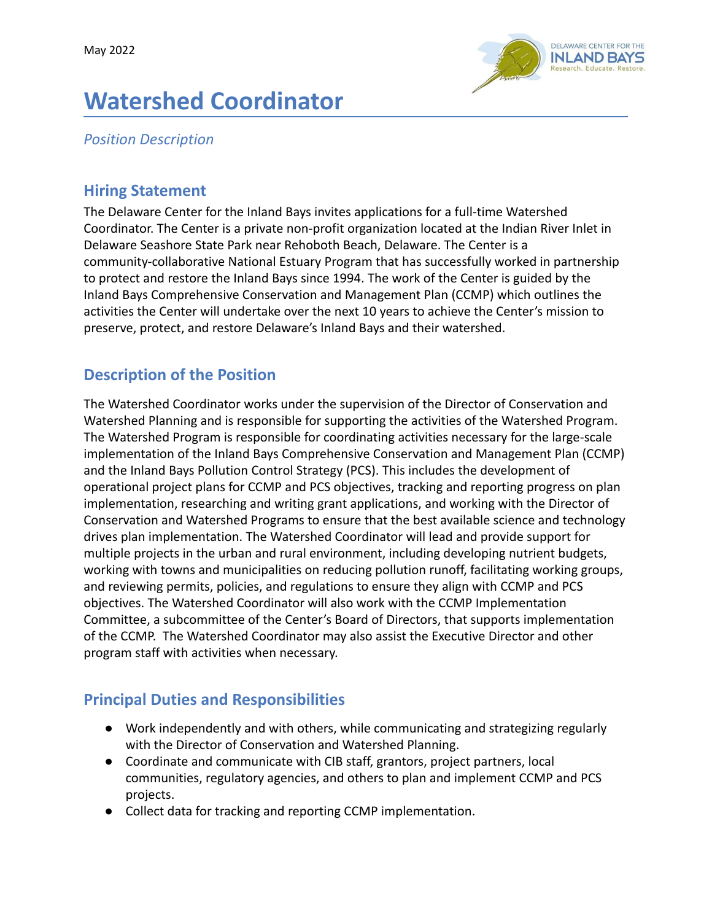May 2022

# Watershed Coordinator

*Position Description*

## Hiring Statement

The Delaware Center for the Inland Bays invites applications for a full-time Watershed Coordinator. The Center is a private non-profit organization located at the Indian River Inlet in Delaware Seashore State Park near Rehoboth Beach, Delaware. The Center is a community-collaborative National Estuary Program that has successfully worked in partnership to protect and restore the Inland Bays since 1994. The work of the Center is guided by the Inland Bays Comprehensive Conservation and Management Plan (CCMP) which outlines the activities the Center will undertake over the next 10 years to achieve the Center's mission to preserve, protect, and restore Delaware's Inland Bays and their watershed.

## Description of the Position

The Watershed Coordinator works under the supervision of the Director of Conservation and Watershed Planning and is responsible for supporting the activities of the Watershed Program. The Watershed Program is responsible for coordinating activities necessary for the large-scale implementation of the Inland Bays Comprehensive Conservation and Management Plan (CCMP) and the Inland Bays Pollution Control Strategy (PCS). This includes the development of operational project plans for CCMP and PCS objectives, tracking and reporting progress on plan implementation, researching and writing grant applications, and working with the Director of Conservation and Watershed Programs to ensure that the best available science and technology drives plan implementation. The Watershed Coordinator will lead and provide support for multiple projects in the urban and rural environment, including developing nutrient budgets, working with towns and municipalities on reducing pollution runoff, facilitating working groups, and reviewing permits, policies, and regulations to ensure they align with CCMP and PCS objectives. The Watershed Coordinator will also work with the CCMP Implementation Committee, a subcommittee of the Center's Board of Directors, that supports implementation of the CCMP. The Watershed Coordinator may also assist the Executive Director and other program staff with activities when necessary.

## Principal Duties and Responsibilities

- Work independently and with others, while communicating and strategizing regularly with the Director of Conservation and Watershed Planning.
- Coordinate and communicate with CIB staff, grantors, project partners, local communities, regulatory agencies, and others to plan and implement CCMP and PCS projects.
- Collect data for tracking and reporting CCMP implementation.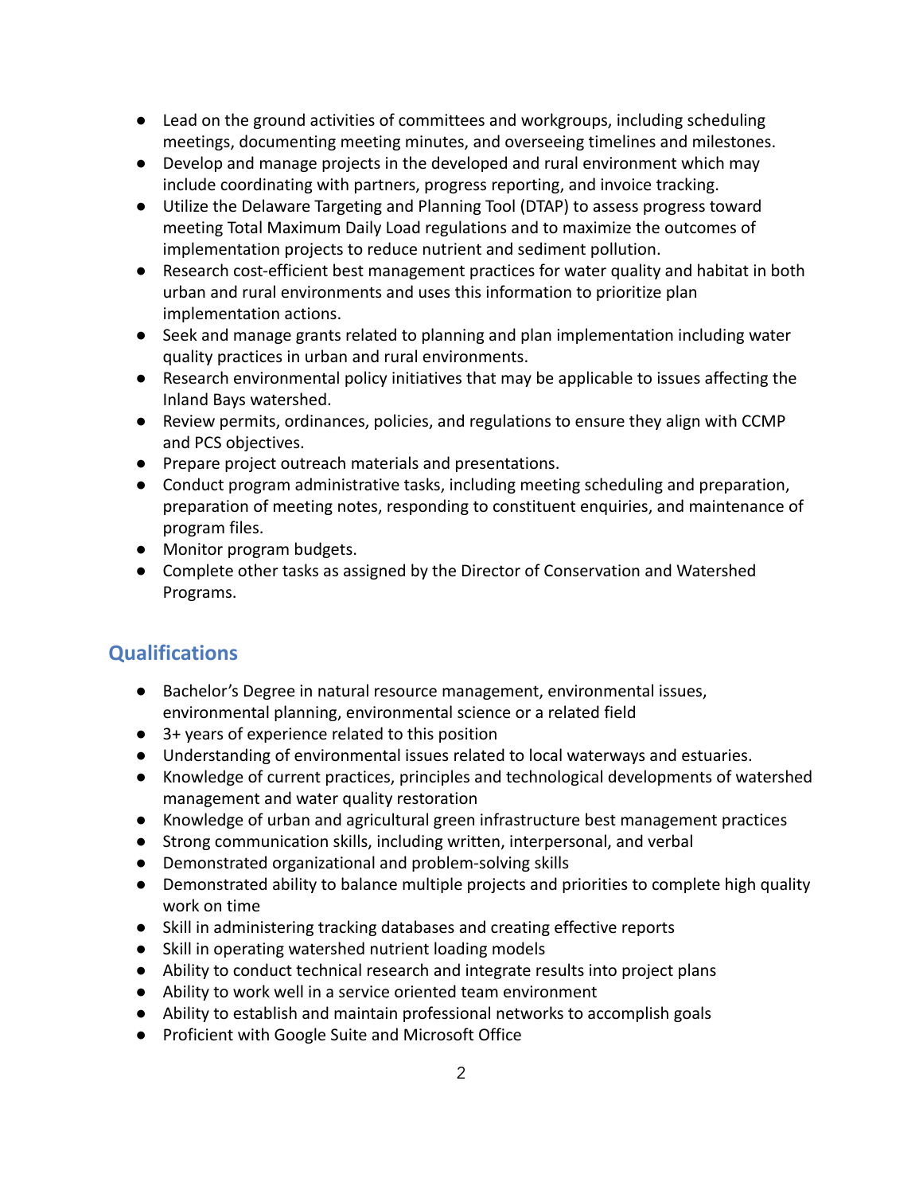- Lead on the ground activities of committees and workgroups, including scheduling meetings, documenting meeting minutes, and overseeing timelines and milestones.
- Develop and manage projects in the developed and rural environment which may include coordinating with partners, progress reporting, and invoice tracking.
- Utilize the Delaware Targeting and Planning Tool (DTAP) to assess progress toward meeting Total Maximum Daily Load regulations and to maximize the outcomes of implementation projects to reduce nutrient and sediment pollution.
- Research cost-efficient best management practices for water quality and habitat in both urban and rural environments and uses this information to prioritize plan implementation actions.
- Seek and manage grants related to planning and plan implementation including water quality practices in urban and rural environments.
- Research environmental policy initiatives that may be applicable to issues affecting the Inland Bays watershed.
- Review permits, ordinances, policies, and regulations to ensure they align with CCMP and PCS objectives.
- Prepare project outreach materials and presentations.
- Conduct program administrative tasks, including meeting scheduling and preparation, preparation of meeting notes, responding to constituent enquiries, and maintenance of program files.
- Monitor program budgets.
- Complete other tasks as assigned by the Director of Conservation and Watershed Programs.

## Qualifications

- Bachelor's Degree in natural resource management, environmental issues, environmental planning, environmental science or a related field
- 3+ years of experience related to this position
- Understanding of environmental issues related to local waterways and estuaries.
- Knowledge of current practices, principles and technological developments of watershed management and water quality restoration
- Knowledge of urban and agricultural green infrastructure best management practices
- Strong communication skills, including written, interpersonal, and verbal
- Demonstrated organizational and problem-solving skills
- Demonstrated ability to balance multiple projects and priorities to complete high quality work on time
- Skill in administering tracking databases and creating effective reports
- Skill in operating watershed nutrient loading models
- Ability to conduct technical research and integrate results into project plans
- Ability to work well in a service oriented team environment
- Ability to establish and maintain professional networks to accomplish goals
- Proficient with Google Suite and Microsoft Office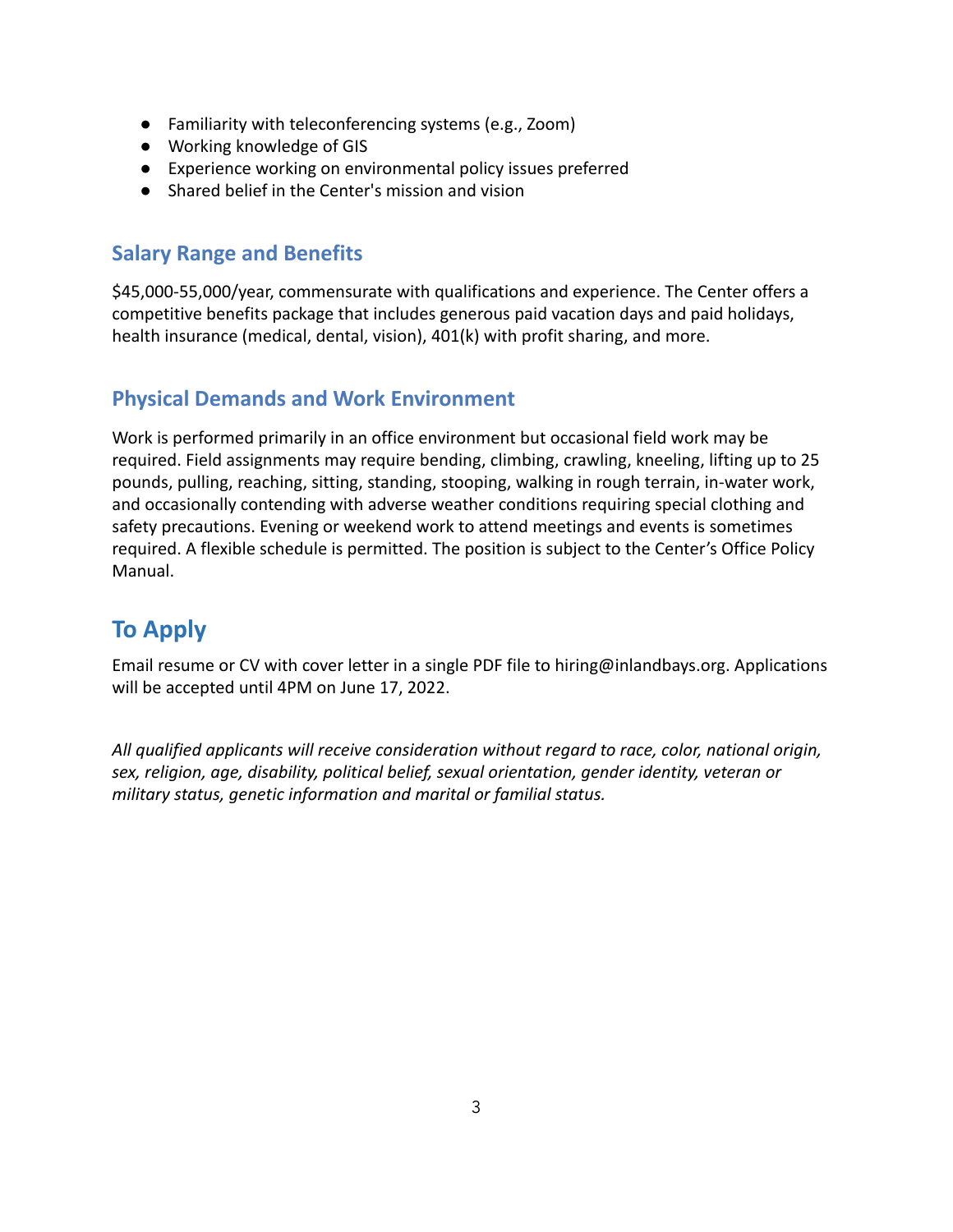- Familiarity with teleconferencing systems (e.g., Zoom)
- Working knowledge of GIS
- Experience working on environmental policy issues preferred
- Shared belief in the Center's mission and vision

### Salary Range and Benefits

$45,000-55,000/year, commensurate with qualifications and experience. The Center offers a competitive benefits package that includes generous paid vacation days and paid holidays, health insurance (medical, dental, vision), 401(k) with profit sharing, and more.

### Physical Demands and Work Environment

Work is performed primarily in an office environment but occasional field work may be required. Field assignments may require bending, climbing, crawling, kneeling, lifting up to 25 pounds, pulling, reaching, sitting, standing, stooping, walking in rough terrain, in-water work, and occasionally contending with adverse weather conditions requiring special clothing and safety precautions. Evening or weekend work to attend meetings and events is sometimes required. A flexible schedule is permitted. The position is subject to the Center's Office Policy Manual.

## To Apply

Email resume or CV with cover letter in a single PDF file to hiring@inlandbays.org. Applications will be accepted until 4PM on June 17, 2022.

*All qualified applicants will receive consideration without regard to race, color, national origin, sex, religion, age, disability, political belief, sexual orientation, gender identity, veteran or military status, genetic information and marital or familial status.*